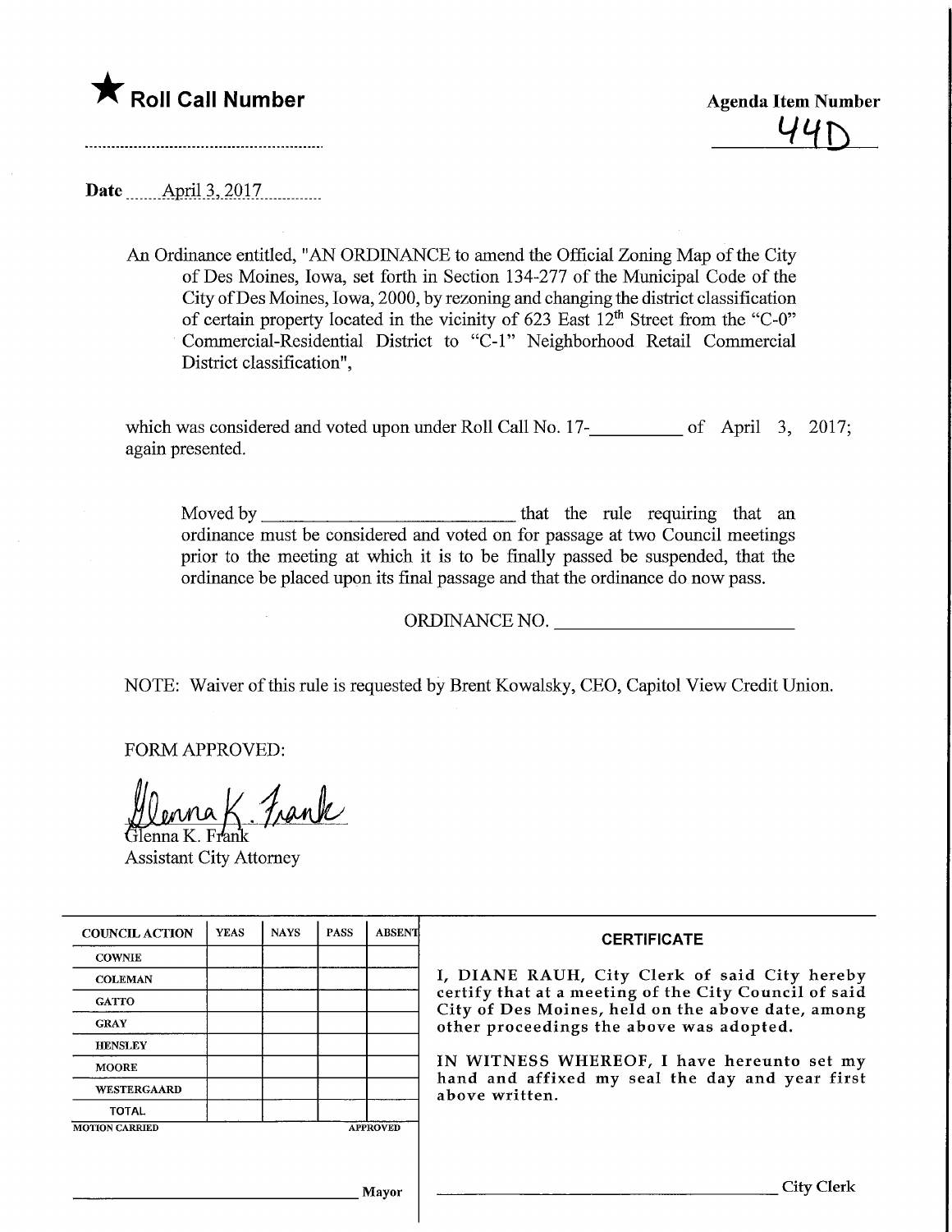★ **Roll Call Number**

..............................................................

**Agenda Item Number**

44D

Date April 3, 2017

An Ordinance entitled, "AN ORDINANCE to amend the Official Zoning Map of the City of Des Moines, Iowa, set forth in Section 134-277 of the Municipal Code of the City of Des Moines, Iowa, 2000, by rezoning and changing the district classification of certain property located in the vicinity of 623 East 12th Street from the "C-0" Commercial-Residential District to "C-1" Neighborhood Retail Commercial District classification",

which was considered and voted upon under Roll Call No. 17-__________ of April 3, 2017; again presented.

Moved by ____________________________ that the rule requiring that an ordinance must be considered and voted on for passage at two Council meetings prior to the meeting at which it is to be finally passed be suspended, that the ordinance be placed upon its final passage and that the ordinance do now pass.

ORDINANCE NO. __________________________

NOTE: Waiver of this rule is requested by Brent Kowalsky, CEO, Capitol View Credit Union.

FORM APPROVED:

Glenna K. Frank
Assistant City Attorney

| COUNCIL ACTION | YEAS | NAYS | PASS | ABSENT |
|---|---|---|---|---|
| COWNIE | | | | |
| COLEMAN | | | | |
| GATTO | | | | |
| GRAY | | | | |
| HENSLEY | | | | |
| MOORE | | | | |
| WESTERGAARD | | | | |
| TOTAL | | | | |

MOTION CARRIED APPROVED

__________________________ Mayor

**CERTIFICATE**

I, DIANE RAUH, City Clerk of said City hereby certify that at a meeting of the City Council of said City of Des Moines, held on the above date, among other proceedings the above was adopted.

IN WITNESS WHEREOF, I have hereunto set my hand and affixed my seal the day and year first above written.

__________________________ City Clerk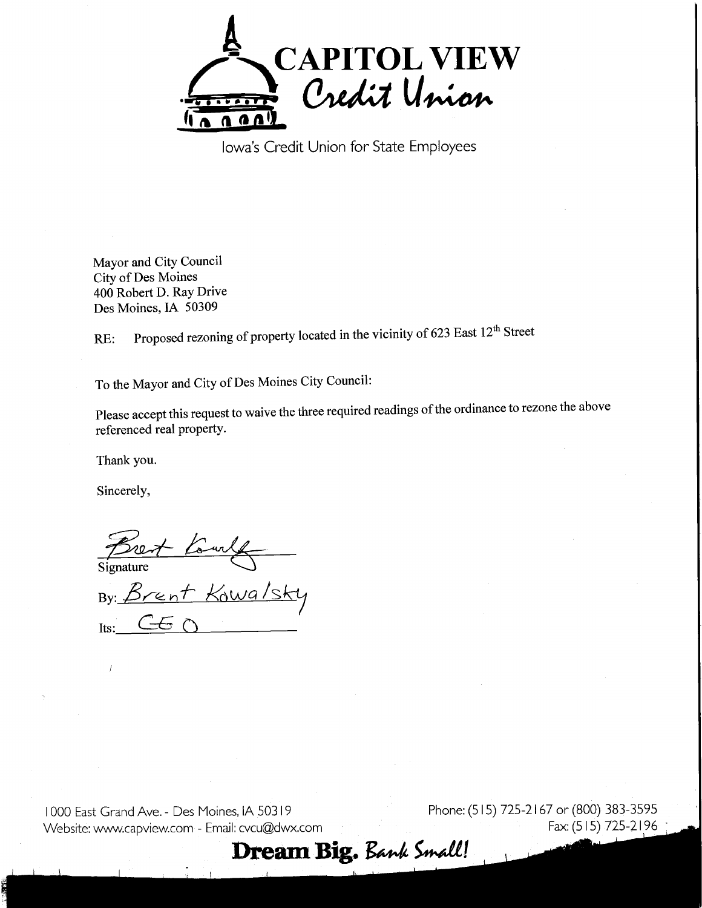# CAPITOL VIEW
## *Credit Union*

Iowa's Credit Union for State Employees

Mayor and City Council
City of Des Moines
400 Robert D. Ray Drive
Des Moines, IA 50309

RE: Proposed rezoning of property located in the vicinity of 623 East 12th Street

To the Mayor and City of Des Moines City Council:

Please accept this request to waive the three required readings of the ordinance to rezone the above referenced real property.

Thank you.

Sincerely,

Brent Kowalsky
Signature

By: Brent Kowalsky

Its: CEO

1000 East Grand Ave. - Des Moines, IA 50319
Website: www.capview.com - Email: cvcu@dwx.com

Phone: (515) 725-2167 or (800) 383-3595
Fax: (515) 725-2196

**Dream Big.** *Bank Small!*